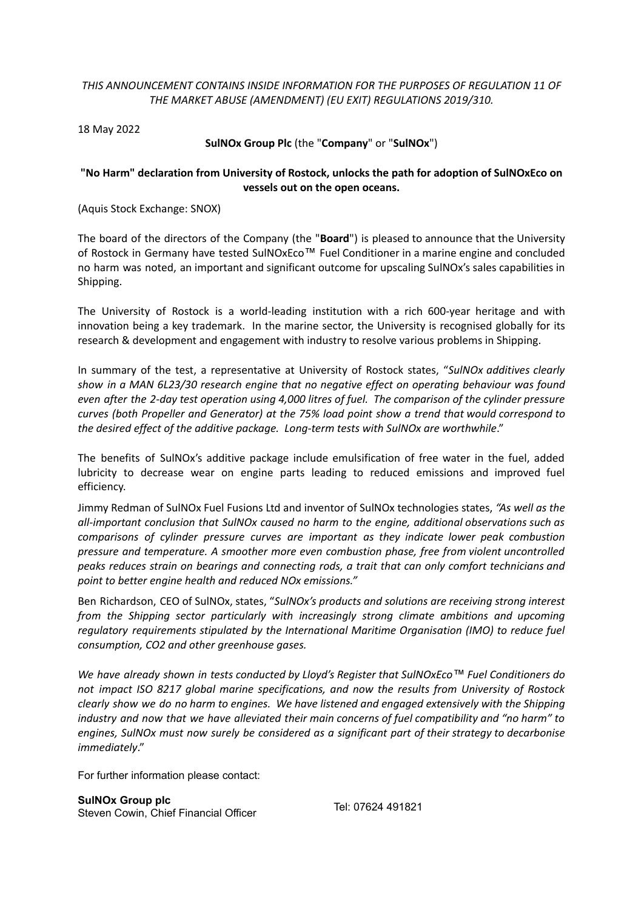*THIS ANNOUNCEMENT CONTAINS INSIDE INFORMATION FOR THE PURPOSES OF REGULATION 11 OF THE MARKET ABUSE (AMENDMENT) (EU EXIT) REGULATIONS 2019/310.*

18 May 2022

**SulNOx Group Plc** (the "**Company**" or "**SulNOx**")

**"No Harm" declaration from University of Rostock, unlocks the path for adoption of SulNOxEco on vessels out on the open oceans.**

(Aquis Stock Exchange: SNOX)

The board of the directors of the Company (the "**Board**") is pleased to announce that the University of Rostock in Germany have tested SulNOxEco™ Fuel Conditioner in a marine engine and concluded no harm was noted, an important and significant outcome for upscaling SulNOx's sales capabilities in Shipping.

The University of Rostock is a world-leading institution with a rich 600-year heritage and with innovation being a key trademark. In the marine sector, the University is recognised globally for its research & development and engagement with industry to resolve various problems in Shipping.

In summary of the test, a representative at University of Rostock states, "*SulNOx additives clearly show in a MAN 6L23/30 research engine that no negative effect on operating behaviour was found even after the 2-day test operation using 4,000 litres of fuel. The comparison of the cylinder pressure curves (both Propeller and Generator) at the 75% load point show a trend that would correspond to the desired effect of the additive package. Long-term tests with SulNOx are worthwhile*."

The benefits of SulNOx's additive package include emulsification of free water in the fuel, added lubricity to decrease wear on engine parts leading to reduced emissions and improved fuel efficiency.

Jimmy Redman of SulNOx Fuel Fusions Ltd and inventor of SulNOx technologies states, *"As well as the all-important conclusion that SulNOx caused no harm to the engine, additional observations such as comparisons of cylinder pressure curves are important as they indicate lower peak combustion pressure and temperature. A smoother more even combustion phase, free from violent uncontrolled peaks reduces strain on bearings and connecting rods, a trait that can only comfort technicians and point to better engine health and reduced NOx emissions."*

Ben Richardson, CEO of SulNOx, states, "*SulNOx's products and solutions are receiving strong interest from the Shipping sector particularly with increasingly strong climate ambitions and upcoming regulatory requirements stipulated by the International Maritime Organisation (IMO) to reduce fuel consumption, CO2 and other greenhouse gases.*

*We have already shown in tests conducted by Lloyd's Register that SulNOxEco™ Fuel Conditioners do not impact ISO 8217 global marine specifications, and now the results from University of Rostock clearly show we do no harm to engines. We have listened and engaged extensively with the Shipping industry and now that we have alleviated their main concerns of fuel compatibility and "no harm" to engines, SulNOx must now surely be considered as a significant part of their strategy to decarbonise immediately*."

For further information please contact:

**SulNOx Group plc**
Steven Cowin, Chief Financial Officer — Tel: 07624 491821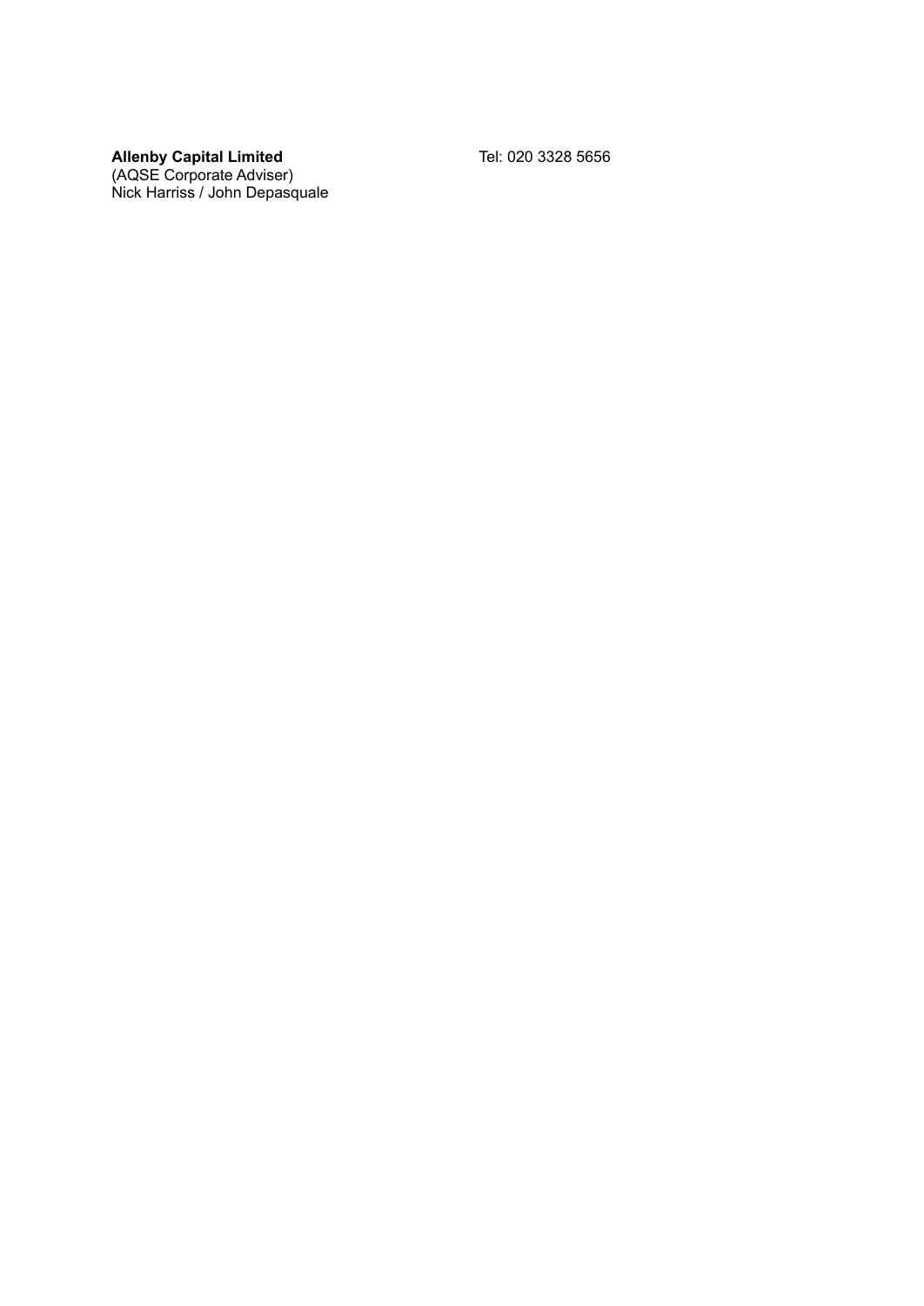| | |
|---|---|
| **Allenby Capital Limited** | Tel: 020 3328 5656 |
| (AQSE Corporate Adviser) | |
| Nick Harriss / John Depasquale | |